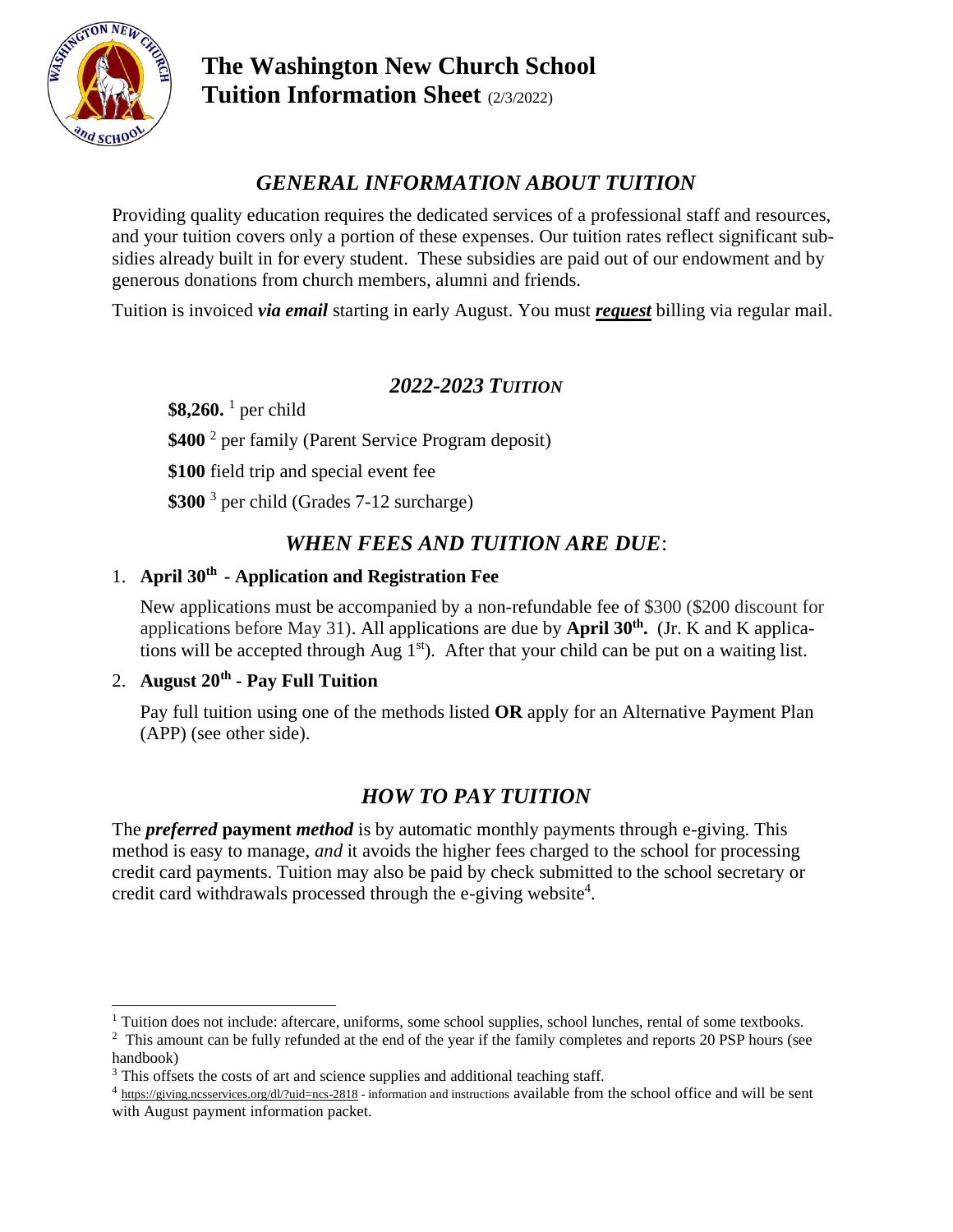# The Washington New Church School Tuition Information Sheet (2/3/2022)

## *GENERAL INFORMATION ABOUT TUITION*

Providing quality education requires the dedicated services of a professional staff and resources, and your tuition covers only a portion of these expenses. Our tuition rates reflect significant subsidies already built in for every student. These subsidies are paid out of our endowment and by generous donations from church members, alumni and friends.

Tuition is invoiced ***via email*** starting in early August. You must ***request*** billing via regular mail.

## *2022-2023 TUITION*

**$8,260.** [1] per child

**$400** [2] per family (Parent Service Program deposit)

**$100** field trip and special event fee

**$300** [3] per child (Grades 7-12 surcharge)

## *WHEN FEES AND TUITION ARE DUE*:

1. **April 30th - Application and Registration Fee**

   New applications must be accompanied by a non-refundable fee of $300 ($200 discount for applications before May 31). All applications are due by **April 30th.** (Jr. K and K applications will be accepted through Aug 1st). After that your child can be put on a waiting list.

2. **August 20th - Pay Full Tuition**

   Pay full tuition using one of the methods listed **OR** apply for an Alternative Payment Plan (APP) (see other side).

## *HOW TO PAY TUITION*

The ***preferred* payment *method*** is by automatic monthly payments through e-giving. This method is easy to manage, *and* it avoids the higher fees charged to the school for processing credit card payments. Tuition may also be paid by check submitted to the school secretary or credit card withdrawals processed through the e-giving website[4].

---

[1] Tuition does not include: aftercare, uniforms, some school supplies, school lunches, rental of some textbooks.

[2] This amount can be fully refunded at the end of the year if the family completes and reports 20 PSP hours (see handbook)

[3] This offsets the costs of art and science supplies and additional teaching staff.

[4] https://giving.ncsservices.org/dl/?uid=ncs-2818 - information and instructions available from the school office and will be sent with August payment information packet.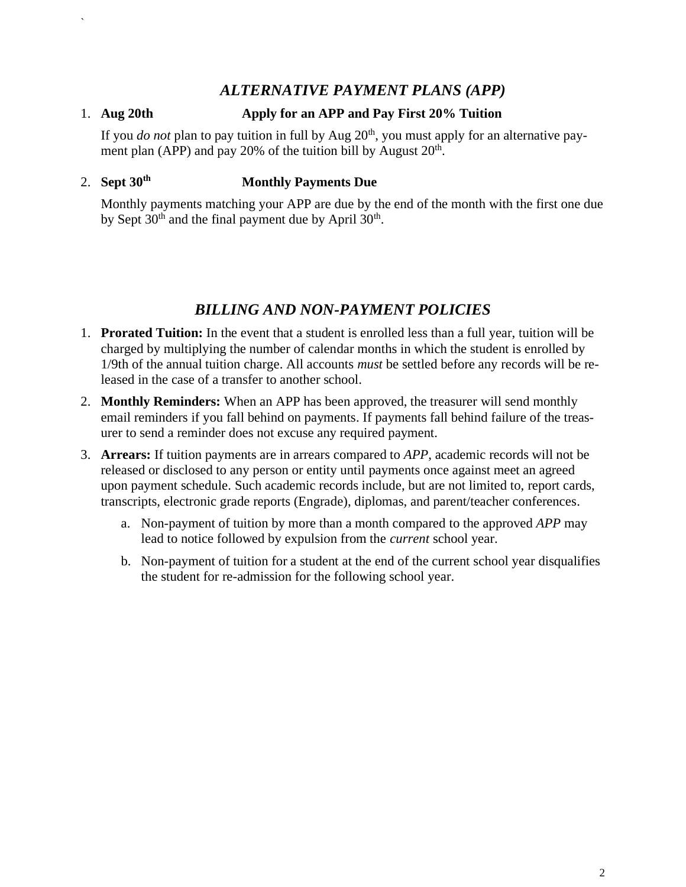## *ALTERNATIVE PAYMENT PLANS (APP)*

1. **Aug 20th** **Apply for an APP and Pay First 20% Tuition**

   If you *do not* plan to pay tuition in full by Aug 20th, you must apply for an alternative payment plan (APP) and pay 20% of the tuition bill by August 20th.

2. **Sept 30th** **Monthly Payments Due**

   Monthly payments matching your APP are due by the end of the month with the first one due by Sept 30th and the final payment due by April 30th.

## *BILLING AND NON-PAYMENT POLICIES*

1. **Prorated Tuition:** In the event that a student is enrolled less than a full year, tuition will be charged by multiplying the number of calendar months in which the student is enrolled by 1/9th of the annual tuition charge. All accounts *must* be settled before any records will be released in the case of a transfer to another school.
2. **Monthly Reminders:** When an APP has been approved, the treasurer will send monthly email reminders if you fall behind on payments. If payments fall behind failure of the treasurer to send a reminder does not excuse any required payment.
3. **Arrears:** If tuition payments are in arrears compared to *APP*, academic records will not be released or disclosed to any person or entity until payments once against meet an agreed upon payment schedule. Such academic records include, but are not limited to, report cards, transcripts, electronic grade reports (Engrade), diplomas, and parent/teacher conferences.
   a. Non-payment of tuition by more than a month compared to the approved *APP* may lead to notice followed by expulsion from the *current* school year.
   b. Non-payment of tuition for a student at the end of the current school year disqualifies the student for re-admission for the following school year.